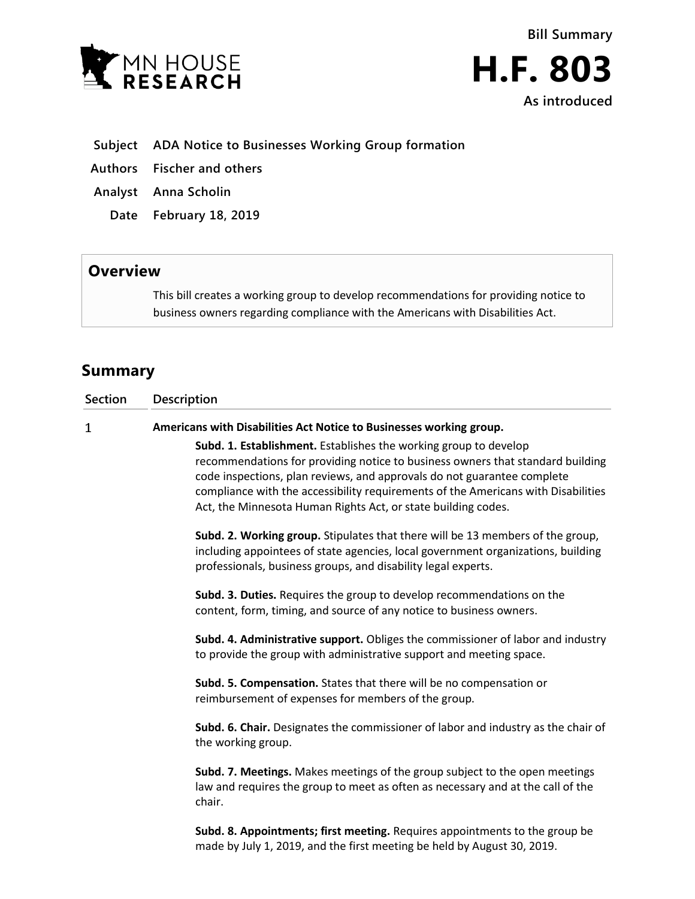MN HOUSE RESEARCH

# Bill Summary

# H.F. 803

**As introduced**

**Subject** ADA Notice to Businesses Working Group formation

**Authors** Fischer and others

**Analyst** Anna Scholin

**Date** February 18, 2019

## Overview

This bill creates a working group to develop recommendations for providing notice to business owners regarding compliance with the Americans with Disabilities Act.

## Summary

| Section | Description |
|---|---|
| 1 | **Americans with Disabilities Act Notice to Businesses working group.** |

**Subd. 1. Establishment.** Establishes the working group to develop recommendations for providing notice to business owners that standard building code inspections, plan reviews, and approvals do not guarantee complete compliance with the accessibility requirements of the Americans with Disabilities Act, the Minnesota Human Rights Act, or state building codes.

**Subd. 2. Working group.** Stipulates that there will be 13 members of the group, including appointees of state agencies, local government organizations, building professionals, business groups, and disability legal experts.

**Subd. 3. Duties.** Requires the group to develop recommendations on the content, form, timing, and source of any notice to business owners.

**Subd. 4. Administrative support.** Obliges the commissioner of labor and industry to provide the group with administrative support and meeting space.

**Subd. 5. Compensation.** States that there will be no compensation or reimbursement of expenses for members of the group.

**Subd. 6. Chair.** Designates the commissioner of labor and industry as the chair of the working group.

**Subd. 7. Meetings.** Makes meetings of the group subject to the open meetings law and requires the group to meet as often as necessary and at the call of the chair.

**Subd. 8. Appointments; first meeting.** Requires appointments to the group be made by July 1, 2019, and the first meeting be held by August 30, 2019.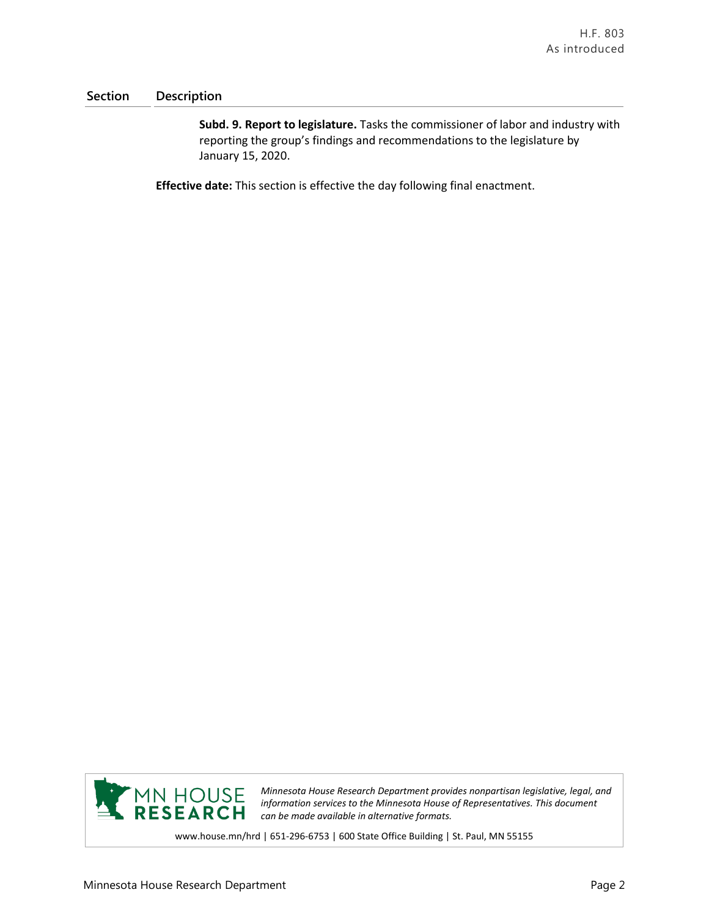| Section | Description |
| --- | --- |
| | **Subd. 9. Report to legislature.** Tasks the commissioner of labor and industry with reporting the group's findings and recommendations to the legislature by January 15, 2020. |
| | **Effective date:** This section is effective the day following final enactment. |

*Minnesota House Research Department provides nonpartisan legislative, legal, and information services to the Minnesota House of Representatives. This document can be made available in alternative formats.*

www.house.mn/hrd | 651-296-6753 | 600 State Office Building | St. Paul, MN 55155